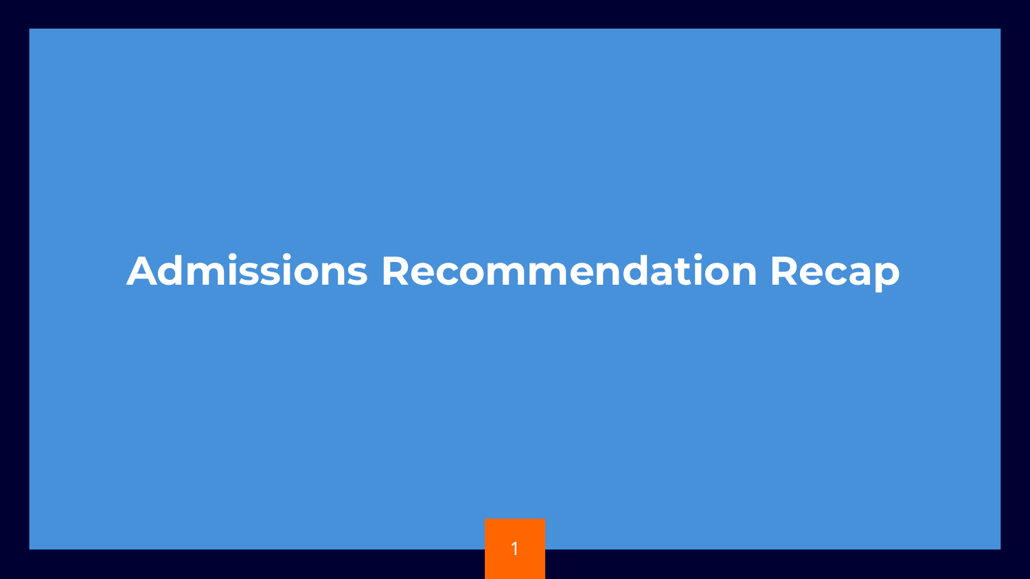# Admissions Recommendation Recap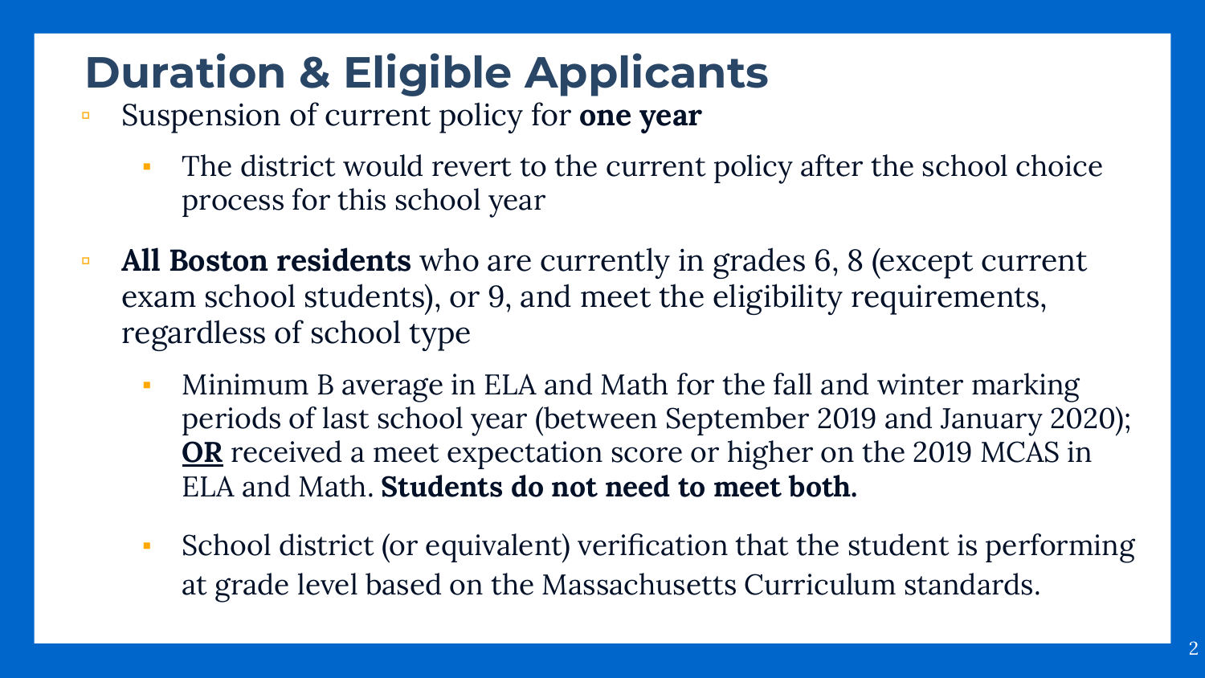# Duration & Eligible Applicants

- Suspension of current policy for **one year**
  - The district would revert to the current policy after the school choice process for this school year
- **All Boston residents** who are currently in grades 6, 8 (except current exam school students), or 9, and meet the eligibility requirements, regardless of school type
  - Minimum B average in ELA and Math for the fall and winter marking periods of last school year (between September 2019 and January 2020); **OR** received a meet expectation score or higher on the 2019 MCAS in ELA and Math. **Students do not need to meet both.**
  - School district (or equivalent) verification that the student is performing at grade level based on the Massachusetts Curriculum standards.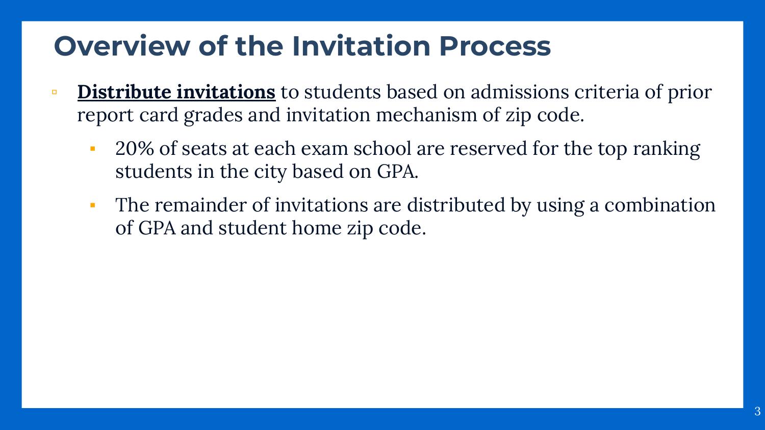# Overview of the Invitation Process

- **<u>Distribute invitations</u>** to students based on admissions criteria of prior report card grades and invitation mechanism of zip code.
  - 20% of seats at each exam school are reserved for the top ranking students in the city based on GPA.
  - The remainder of invitations are distributed by using a combination of GPA and student home zip code.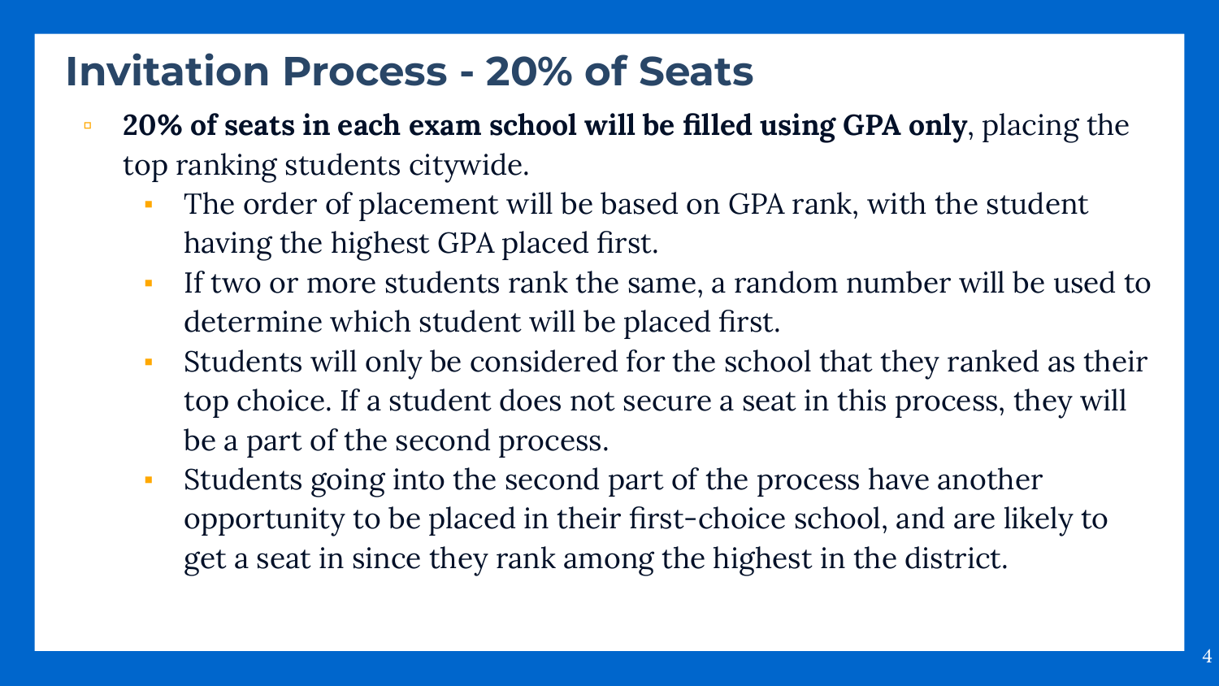# Invitation Process - 20% of Seats

- **20% of seats in each exam school will be filled using GPA only**, placing the top ranking students citywide.
  - The order of placement will be based on GPA rank, with the student having the highest GPA placed first.
  - If two or more students rank the same, a random number will be used to determine which student will be placed first.
  - Students will only be considered for the school that they ranked as their top choice. If a student does not secure a seat in this process, they will be a part of the second process.
  - Students going into the second part of the process have another opportunity to be placed in their first-choice school, and are likely to get a seat in since they rank among the highest in the district.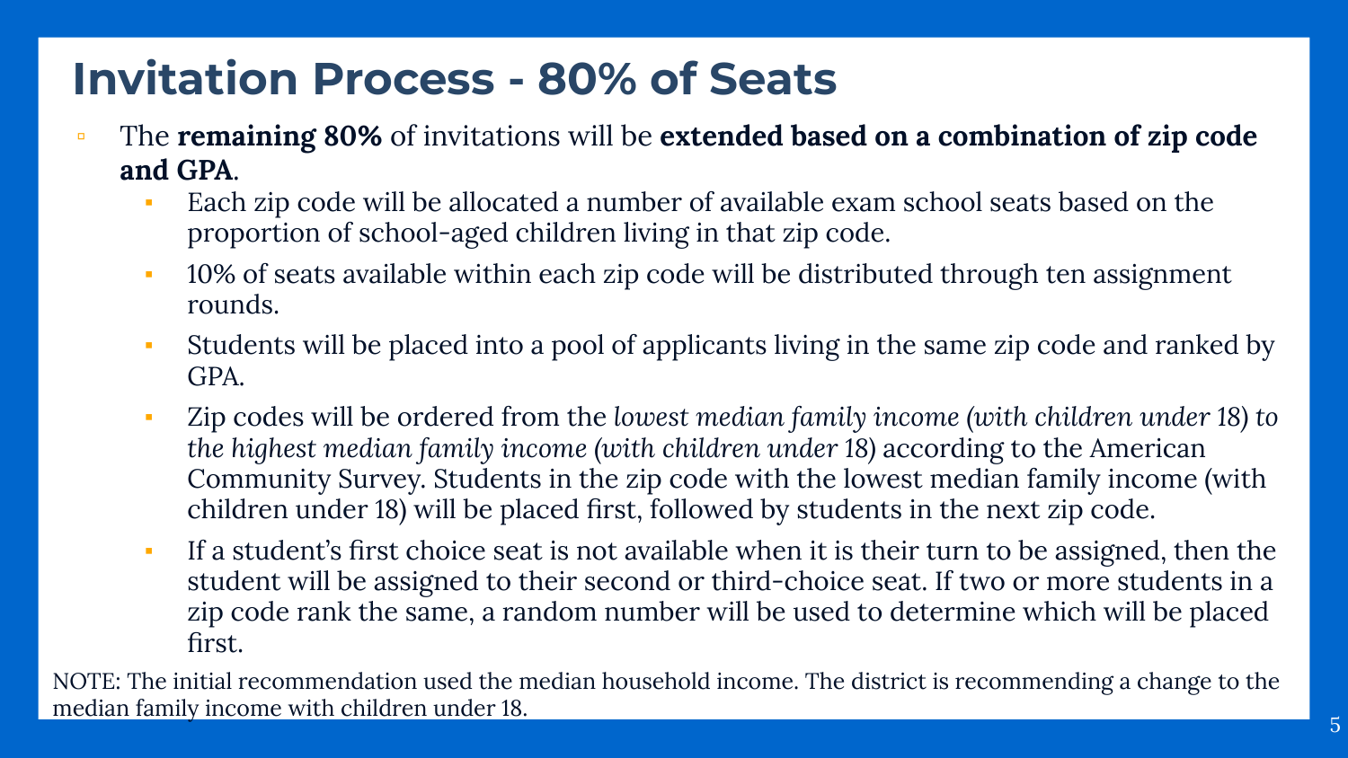# Invitation Process - 80% of Seats

- The **remaining 80%** of invitations will be **extended based on a combination of zip code and GPA**.
  - Each zip code will be allocated a number of available exam school seats based on the proportion of school-aged children living in that zip code.
  - 10% of seats available within each zip code will be distributed through ten assignment rounds.
  - Students will be placed into a pool of applicants living in the same zip code and ranked by GPA.
  - Zip codes will be ordered from the *lowest median family income (with children under 18) to the highest median family income (with children under 18)* according to the American Community Survey. Students in the zip code with the lowest median family income (with children under 18) will be placed first, followed by students in the next zip code.
  - If a student's first choice seat is not available when it is their turn to be assigned, then the student will be assigned to their second or third-choice seat. If two or more students in a zip code rank the same, a random number will be used to determine which will be placed first.

NOTE: The initial recommendation used the median household income. The district is recommending a change to the median family income with children under 18.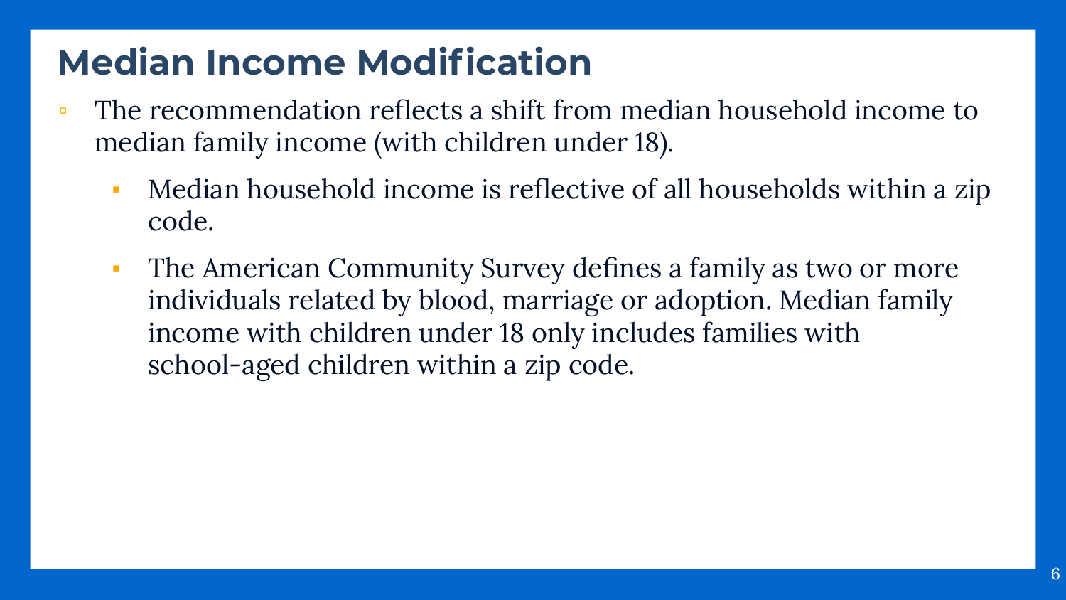# Median Income Modification

- The recommendation reflects a shift from median household income to median family income (with children under 18).
  - Median household income is reflective of all households within a zip code.
  - The American Community Survey defines a family as two or more individuals related by blood, marriage or adoption. Median family income with children under 18 only includes families with school-aged children within a zip code.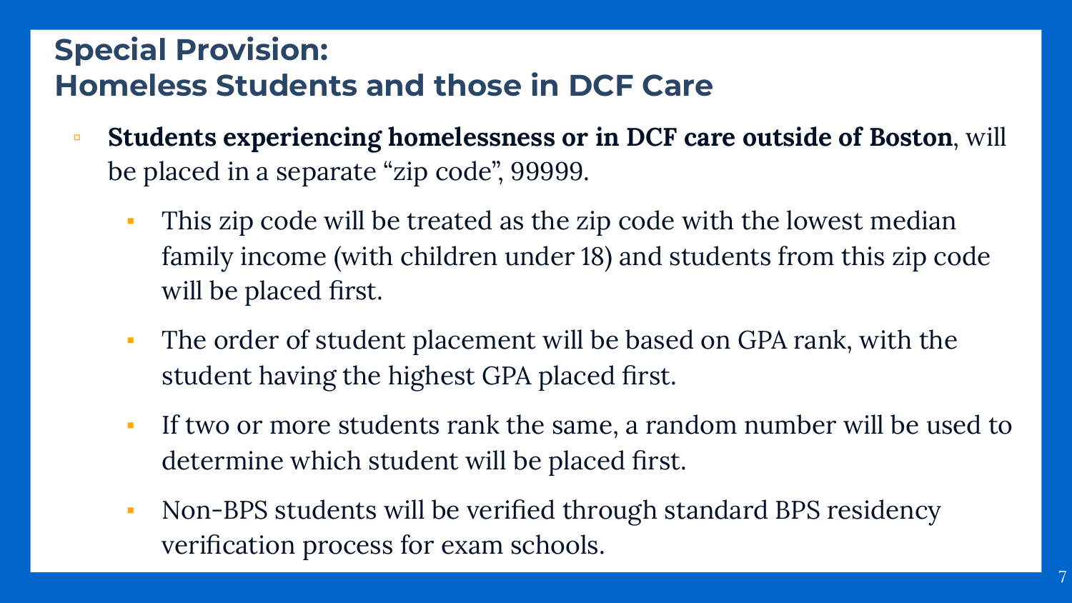## Special Provision: Homeless Students and those in DCF Care

- **Students experiencing homelessness or in DCF care outside of Boston**, will be placed in a separate "zip code", 99999.
  - This zip code will be treated as the zip code with the lowest median family income (with children under 18) and students from this zip code will be placed first.
  - The order of student placement will be based on GPA rank, with the student having the highest GPA placed first.
  - If two or more students rank the same, a random number will be used to determine which student will be placed first.
  - Non-BPS students will be verified through standard BPS residency verification process for exam schools.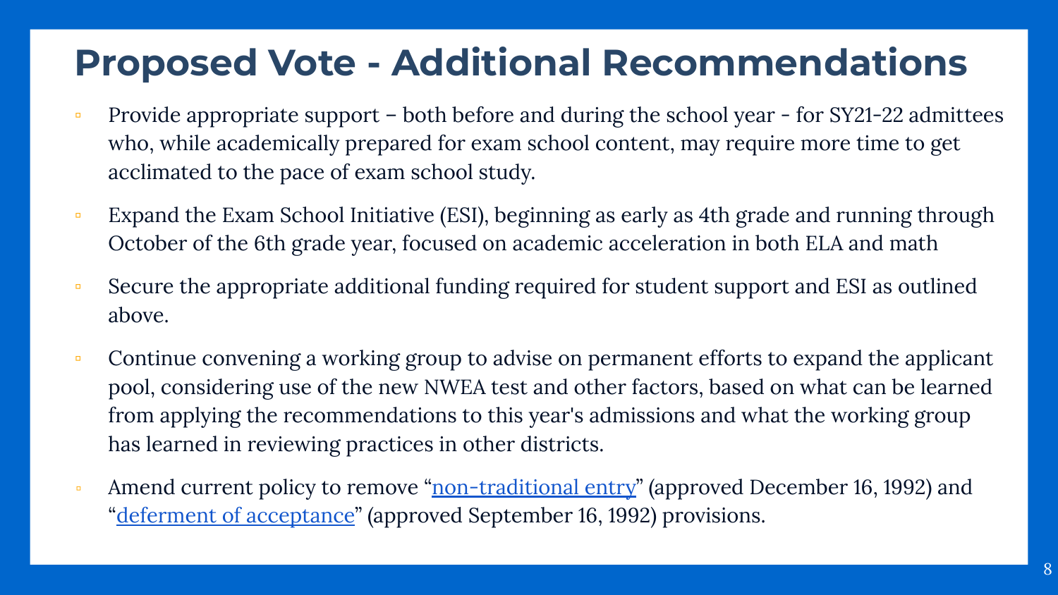# Proposed Vote - Additional Recommendations

- Provide appropriate support – both before and during the school year - for SY21-22 admittees who, while academically prepared for exam school content, may require more time to get acclimated to the pace of exam school study.
- Expand the Exam School Initiative (ESI), beginning as early as 4th grade and running through October of the 6th grade year, focused on academic acceleration in both ELA and math
- Secure the appropriate additional funding required for student support and ESI as outlined above.
- Continue convening a working group to advise on permanent efforts to expand the applicant pool, considering use of the new NWEA test and other factors, based on what can be learned from applying the recommendations to this year's admissions and what the working group has learned in reviewing practices in other districts.
- Amend current policy to remove "non-traditional entry" (approved December 16, 1992) and "deferment of acceptance" (approved September 16, 1992) provisions.